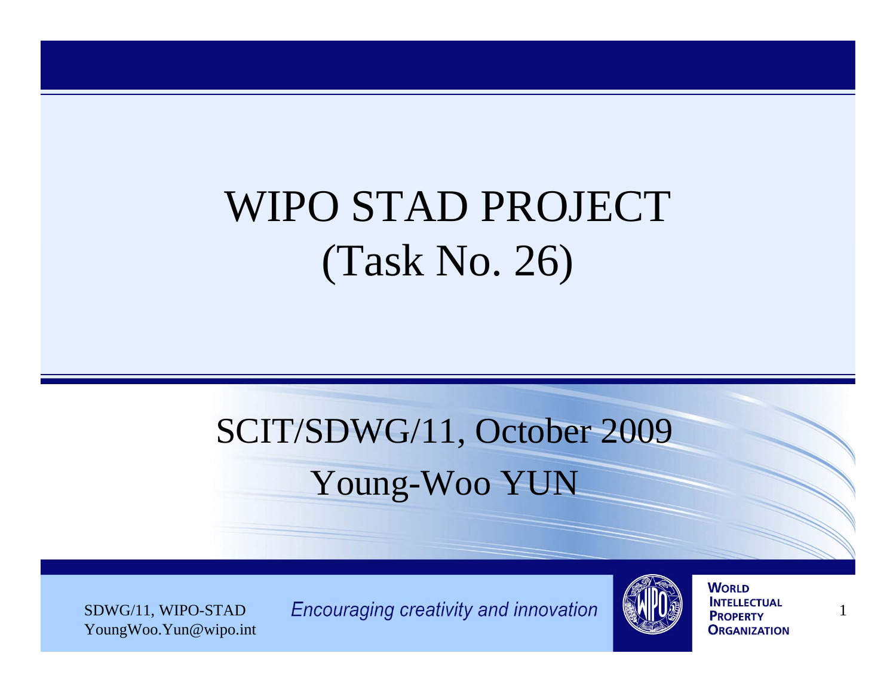# WIPO STAD PROJECT (Task No. 26)

SCIT/SDWG/11, October 2009

Young-Woo YUN

SDWG/11, WIPO-STAD
YoungWoo.Yun@wipo.int

*Encouraging creativity and innovation*

WORLD INTELLECTUAL PROPERTY ORGANIZATION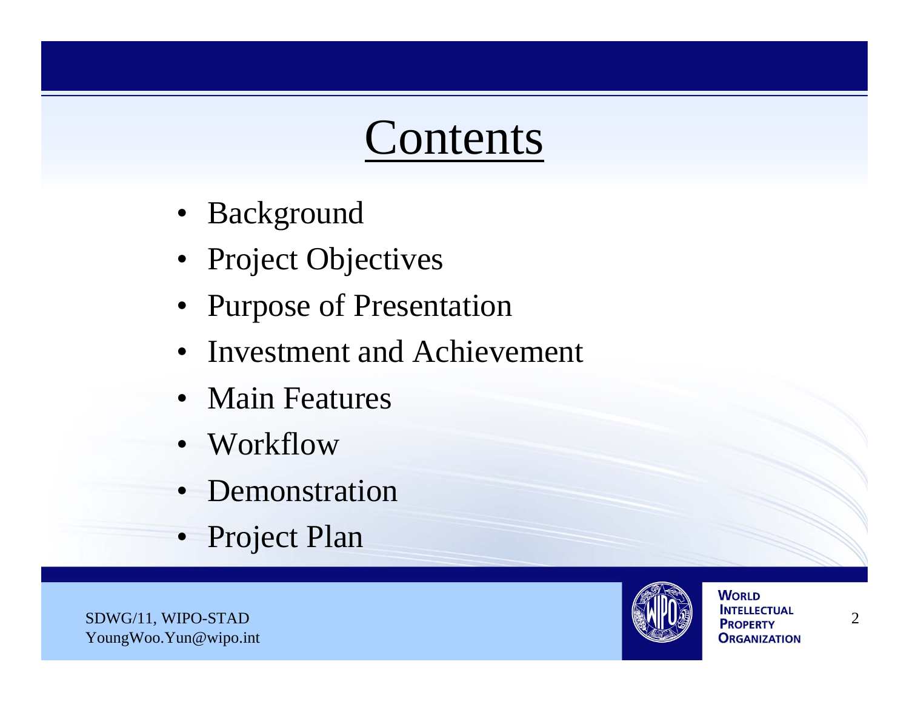# Contents

- Background
- Project Objectives
- Purpose of Presentation
- Investment and Achievement
- Main Features
- Workflow
- Demonstration
- Project Plan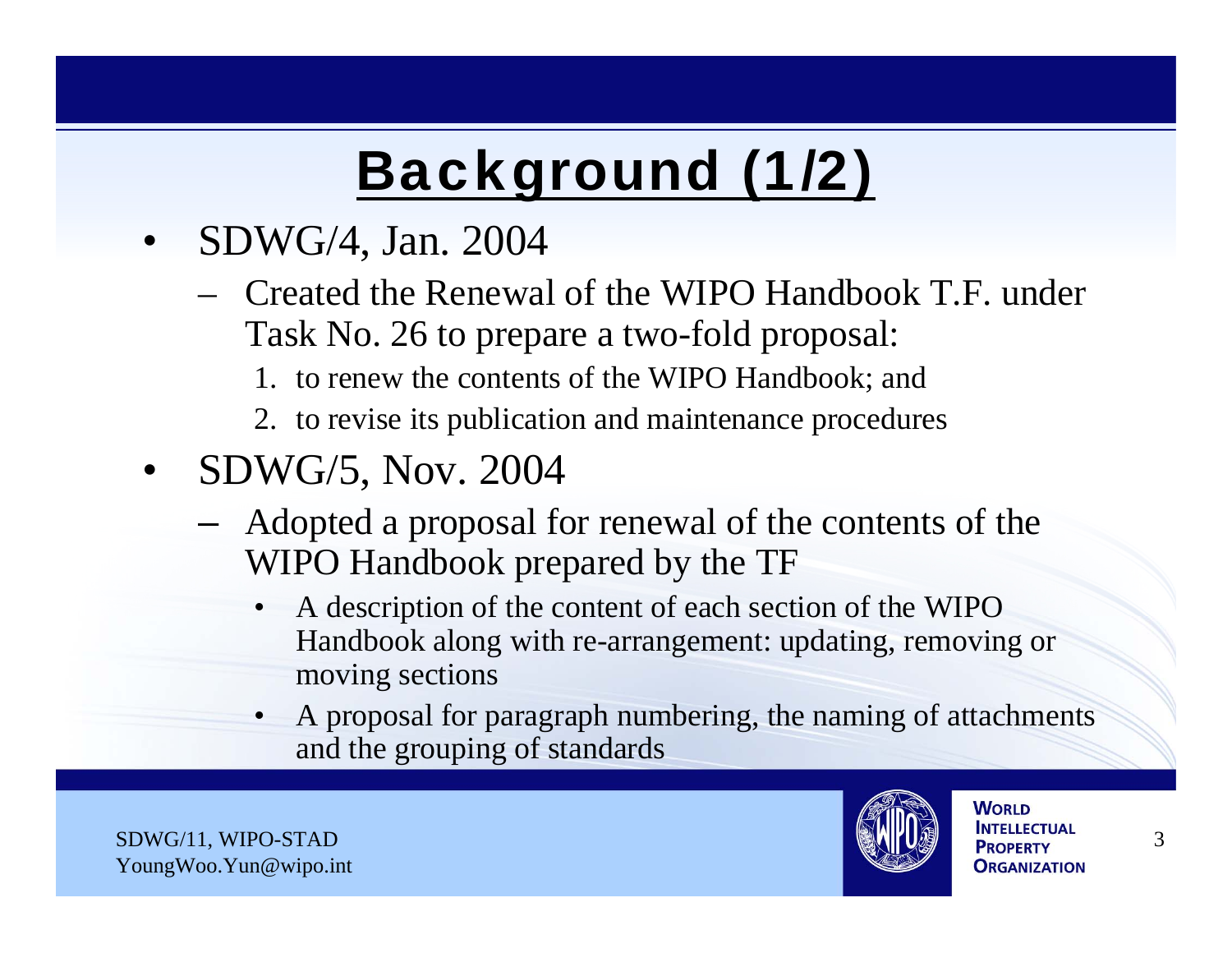# Background (1/2)

- SDWG/4, Jan. 2004
  - Created the Renewal of the WIPO Handbook T.F. under Task No. 26 to prepare a two-fold proposal:
    1. to renew the contents of the WIPO Handbook; and
    2. to revise its publication and maintenance procedures
- SDWG/5, Nov. 2004
  - Adopted a proposal for renewal of the contents of the WIPO Handbook prepared by the TF
    - A description of the content of each section of the WIPO Handbook along with re-arrangement: updating, removing or moving sections
    - A proposal for paragraph numbering, the naming of attachments and the grouping of standards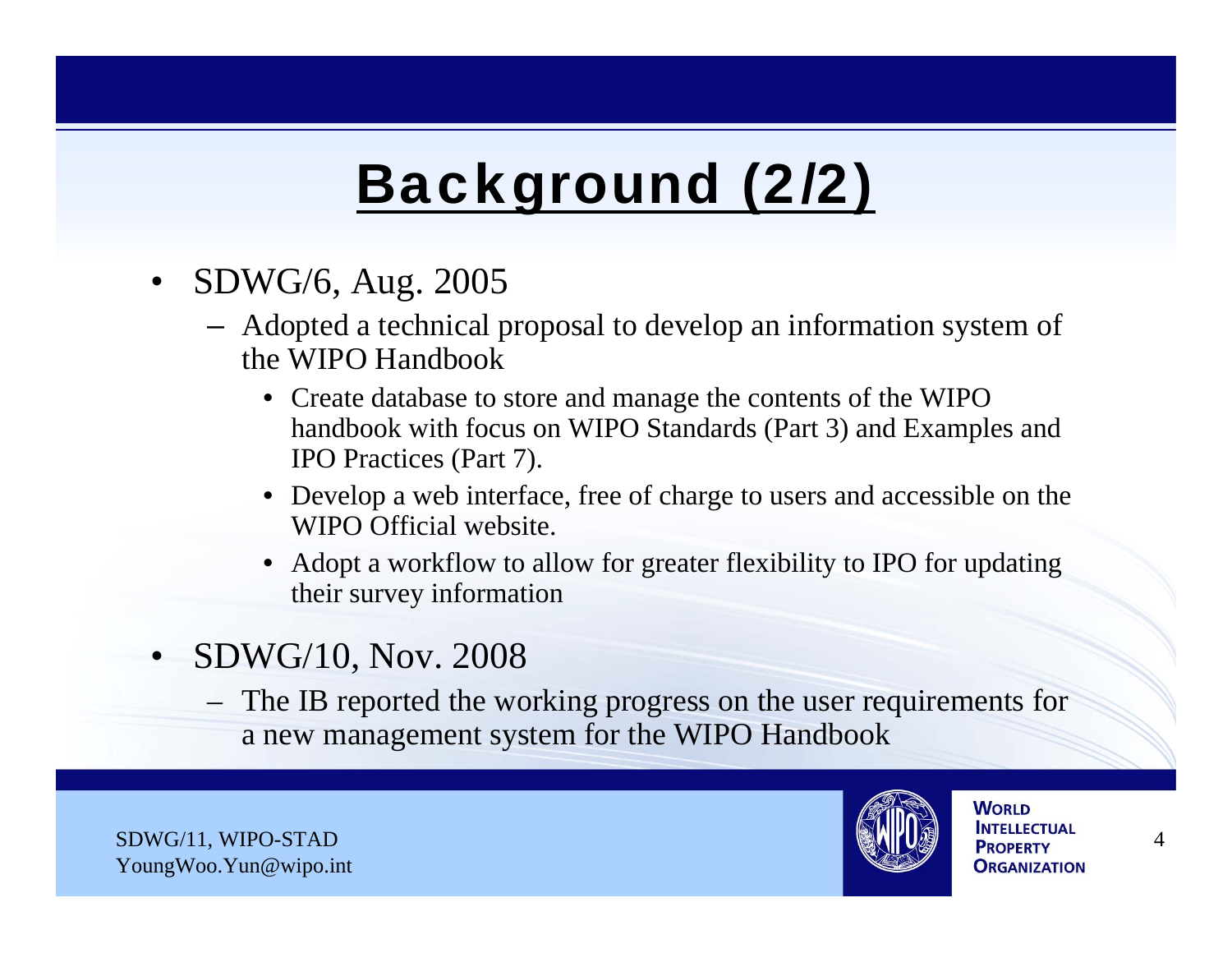# Background (2/2)

- SDWG/6, Aug. 2005
  - Adopted a technical proposal to develop an information system of the WIPO Handbook
    - Create database to store and manage the contents of the WIPO handbook with focus on WIPO Standards (Part 3) and Examples and IPO Practices (Part 7).
    - Develop a web interface, free of charge to users and accessible on the WIPO Official website.
    - Adopt a workflow to allow for greater flexibility to IPO for updating their survey information
- SDWG/10, Nov. 2008
  - The IB reported the working progress on the user requirements for a new management system for the WIPO Handbook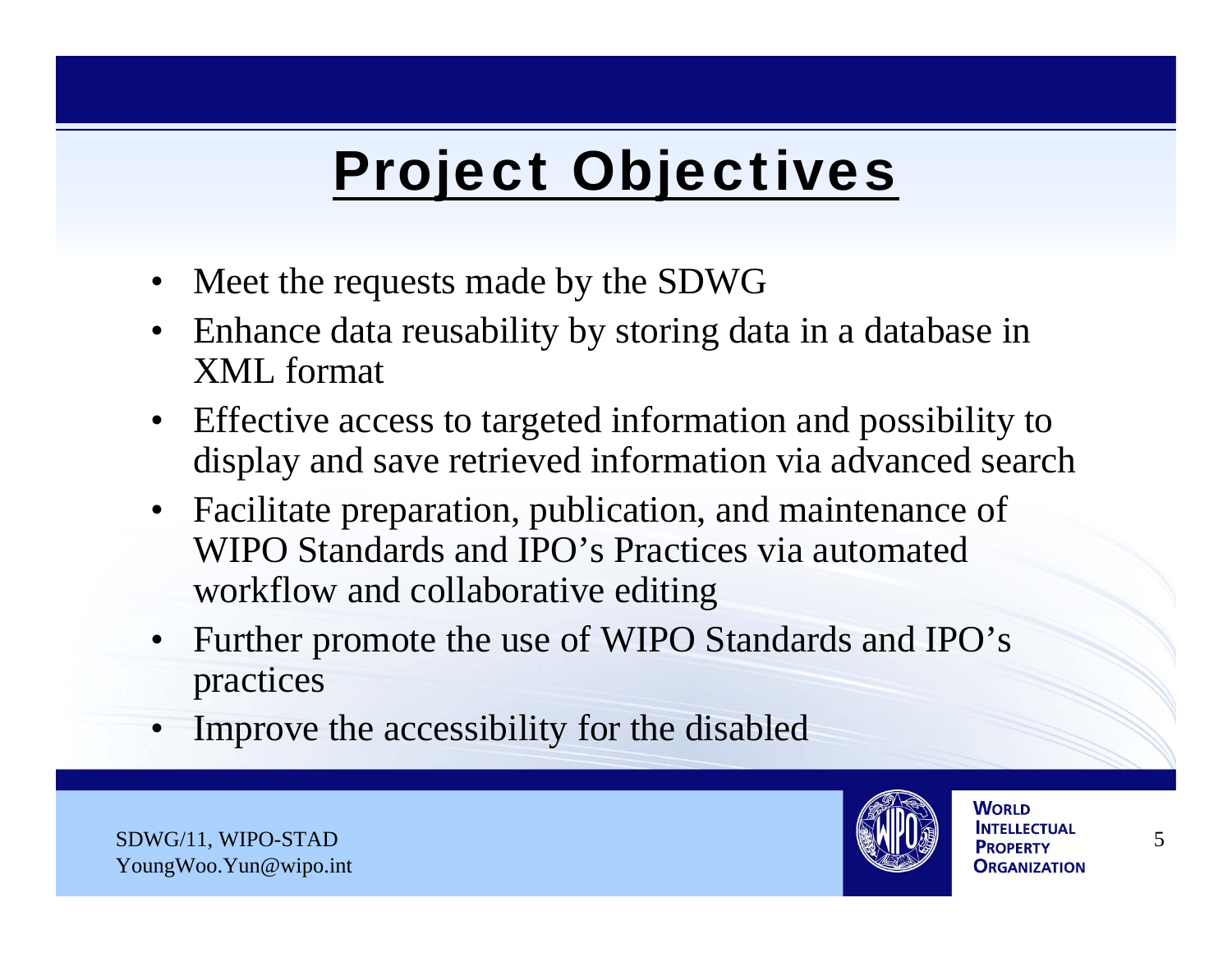# Project Objectives

- Meet the requests made by the SDWG
- Enhance data reusability by storing data in a database in XML format
- Effective access to targeted information and possibility to display and save retrieved information via advanced search
- Facilitate preparation, publication, and maintenance of WIPO Standards and IPO's Practices via automated workflow and collaborative editing
- Further promote the use of WIPO Standards and IPO's practices
- Improve the accessibility for the disabled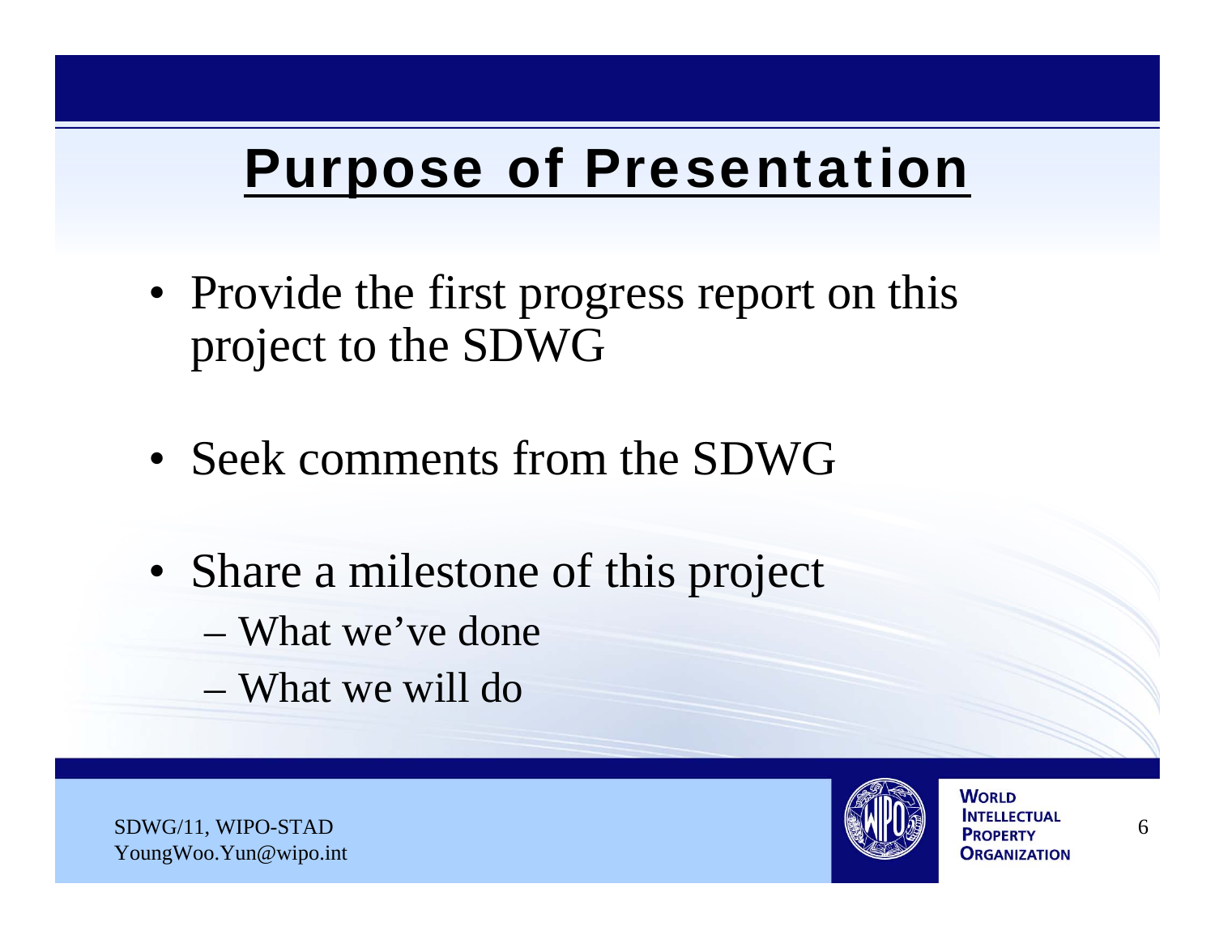# Purpose of Presentation

- Provide the first progress report on this project to the SDWG
- Seek comments from the SDWG
- Share a milestone of this project
  - What we've done
  - What we will do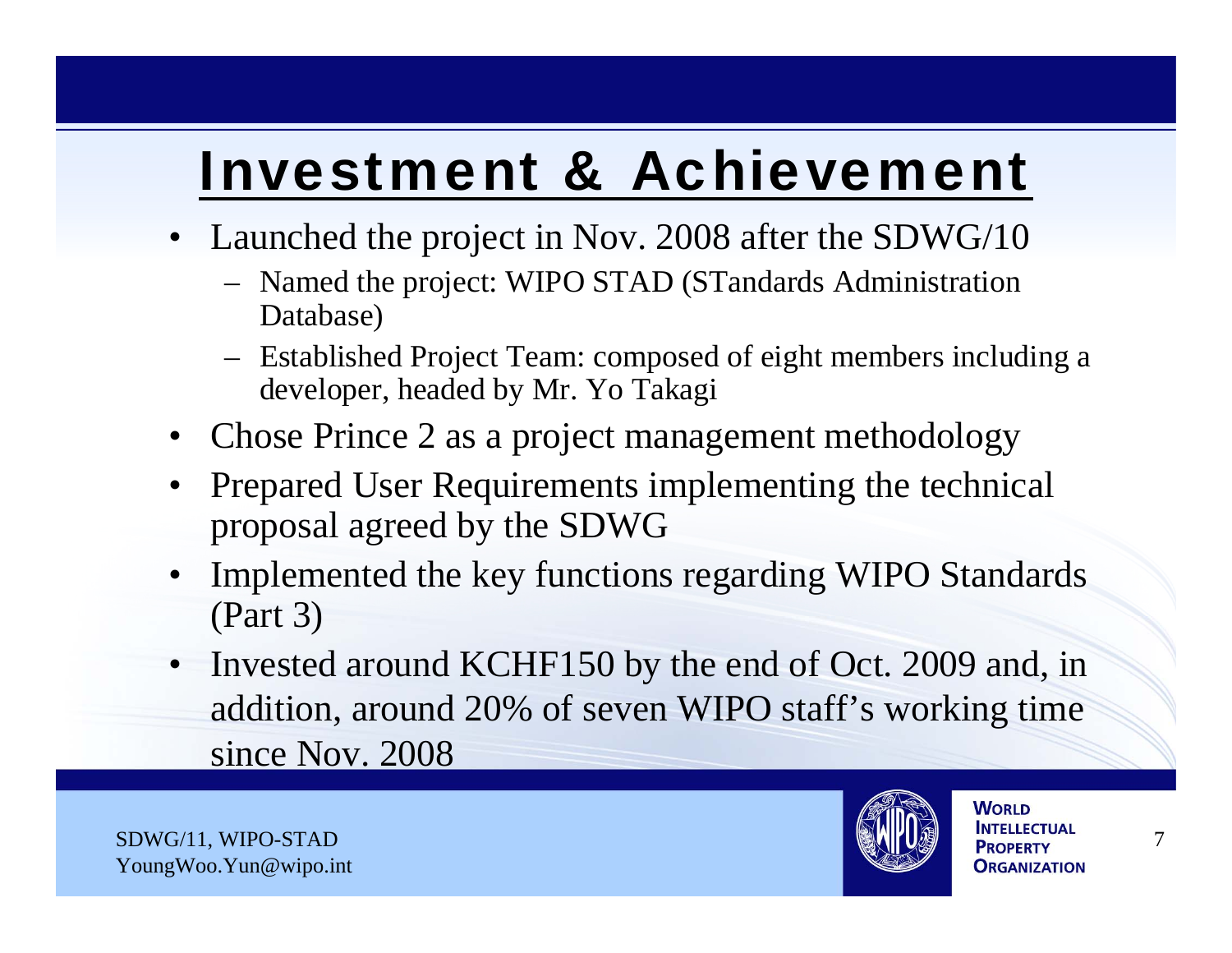# Investment & Achievement

- Launched the project in Nov. 2008 after the SDWG/10
  - Named the project: WIPO STAD (STandards Administration Database)
  - Established Project Team: composed of eight members including a developer, headed by Mr. Yo Takagi
- Chose Prince 2 as a project management methodology
- Prepared User Requirements implementing the technical proposal agreed by the SDWG
- Implemented the key functions regarding WIPO Standards (Part 3)
- Invested around KCHF150 by the end of Oct. 2009 and, in addition, around 20% of seven WIPO staff's working time since Nov. 2008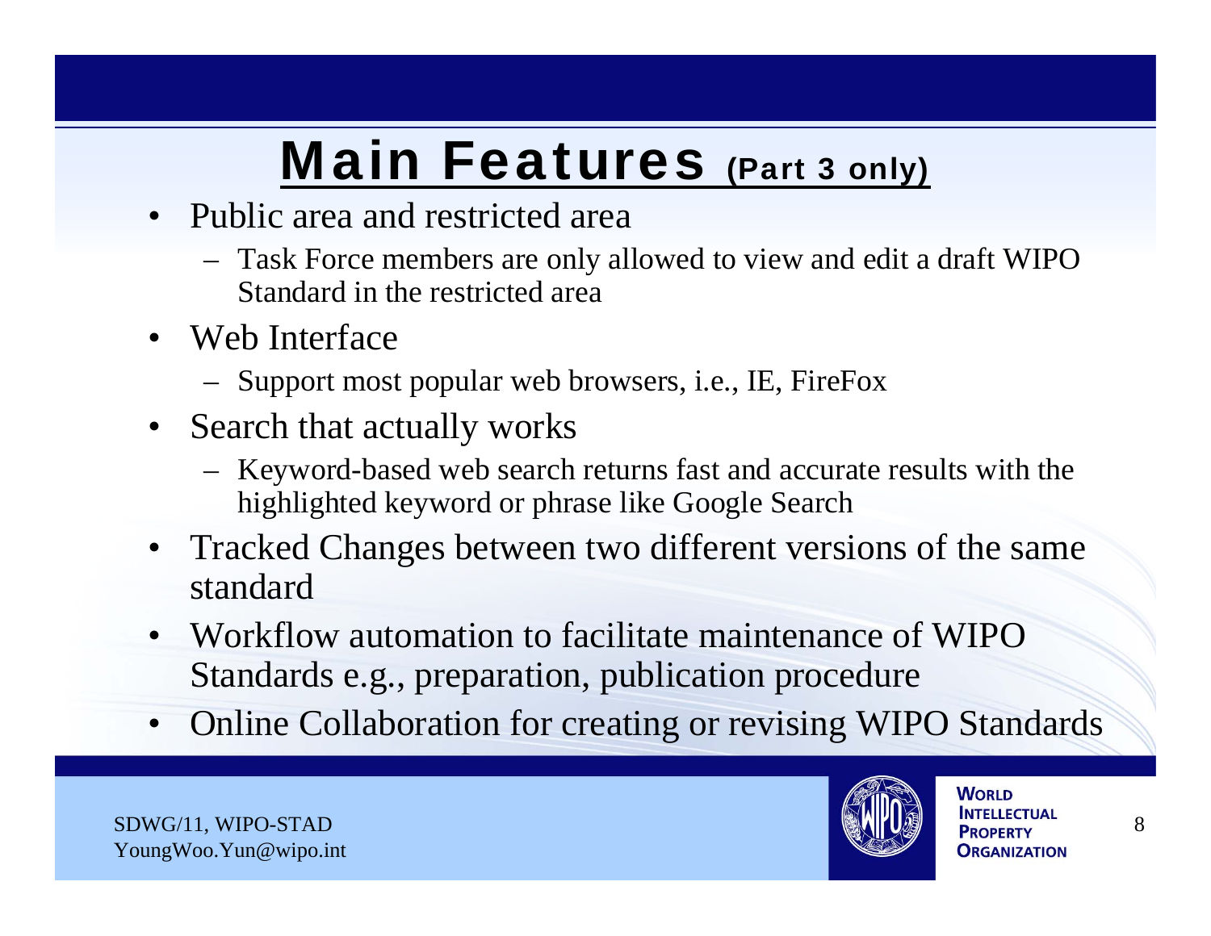# Main Features (Part 3 only)

- Public area and restricted area
  - Task Force members are only allowed to view and edit a draft WIPO Standard in the restricted area
- Web Interface
  - Support most popular web browsers, i.e., IE, FireFox
- Search that actually works
  - Keyword-based web search returns fast and accurate results with the highlighted keyword or phrase like Google Search
- Tracked Changes between two different versions of the same standard
- Workflow automation to facilitate maintenance of WIPO Standards e.g., preparation, publication procedure
- Online Collaboration for creating or revising WIPO Standards

SDWG/11, WIPO-STAD
YoungWoo.Yun@wipo.int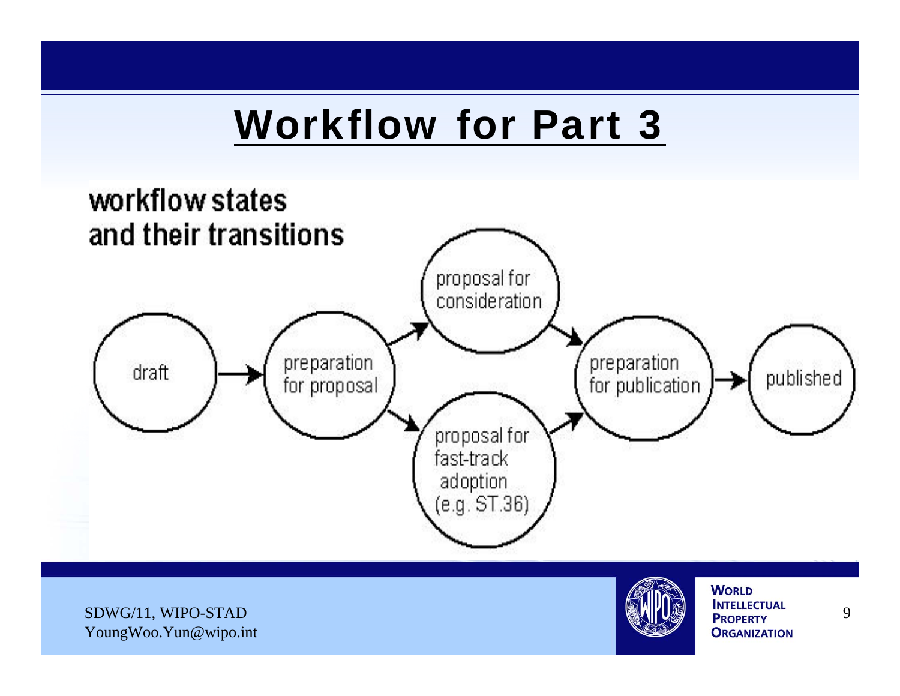# Workflow for Part 3

workflow states and their transitions

draft → preparation for proposal

preparation for proposal → proposal for consideration

preparation for proposal → proposal for fast-track adoption (e.g. ST.36)

proposal for consideration → preparation for publication

proposal for fast-track adoption (e.g. ST.36) → preparation for publication

preparation for publication → published

SDWG/11, WIPO-STAD
YoungWoo.Yun@wipo.int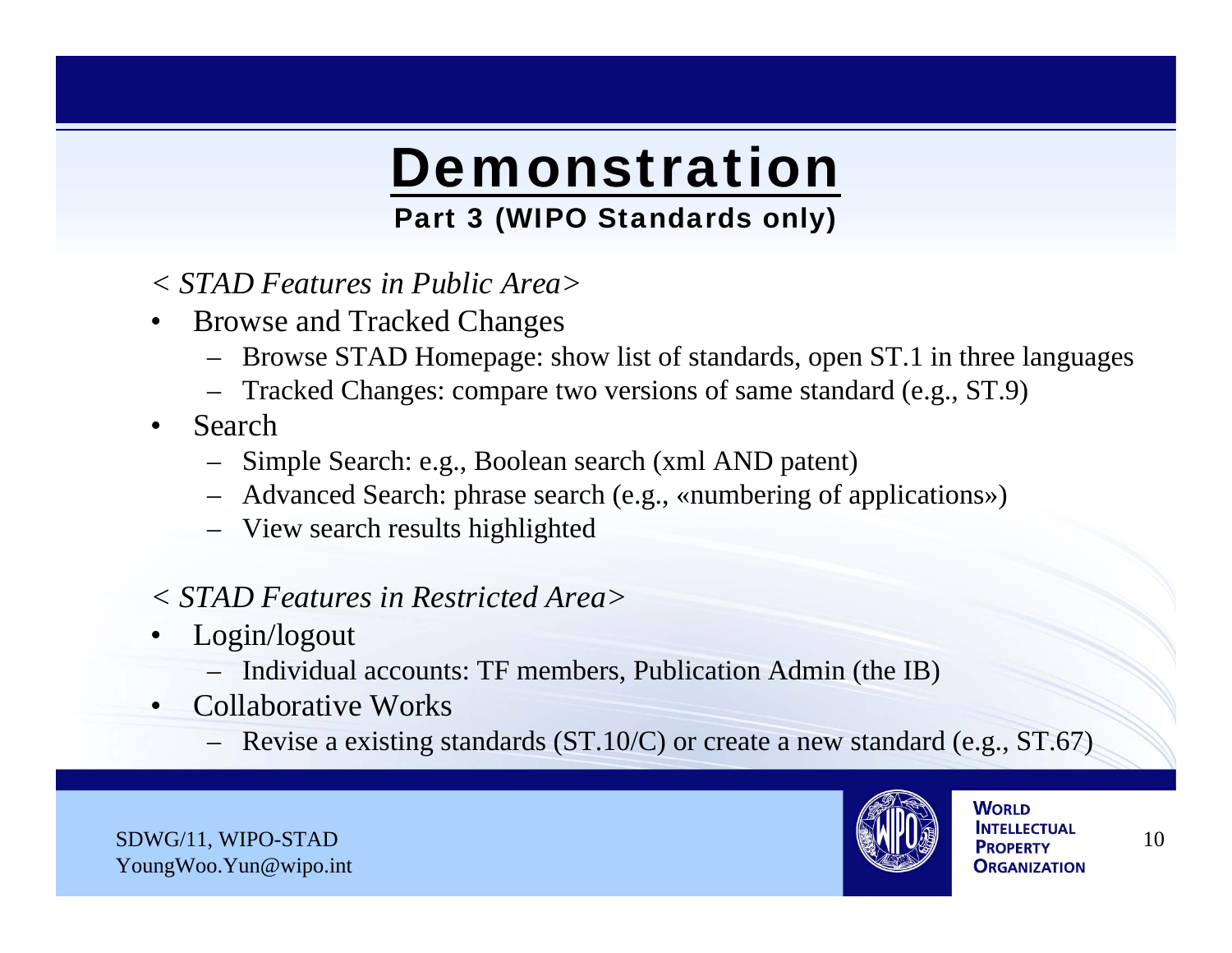# Demonstration

## Part 3 (WIPO Standards only)

*< STAD Features in Public Area>*

- Browse and Tracked Changes
  - Browse STAD Homepage: show list of standards, open ST.1 in three languages
  - Tracked Changes: compare two versions of same standard (e.g., ST.9)
- Search
  - Simple Search: e.g., Boolean search (xml AND patent)
  - Advanced Search: phrase search (e.g., «numbering of applications»)
  - View search results highlighted

*< STAD Features in Restricted Area>*

- Login/logout
  - Individual accounts: TF members, Publication Admin (the IB)
- Collaborative Works
  - Revise a existing standards (ST.10/C) or create a new standard (e.g., ST.67)

SDWG/11, WIPO-STAD
YoungWoo.Yun@wipo.int

WORLD INTELLECTUAL PROPERTY ORGANIZATION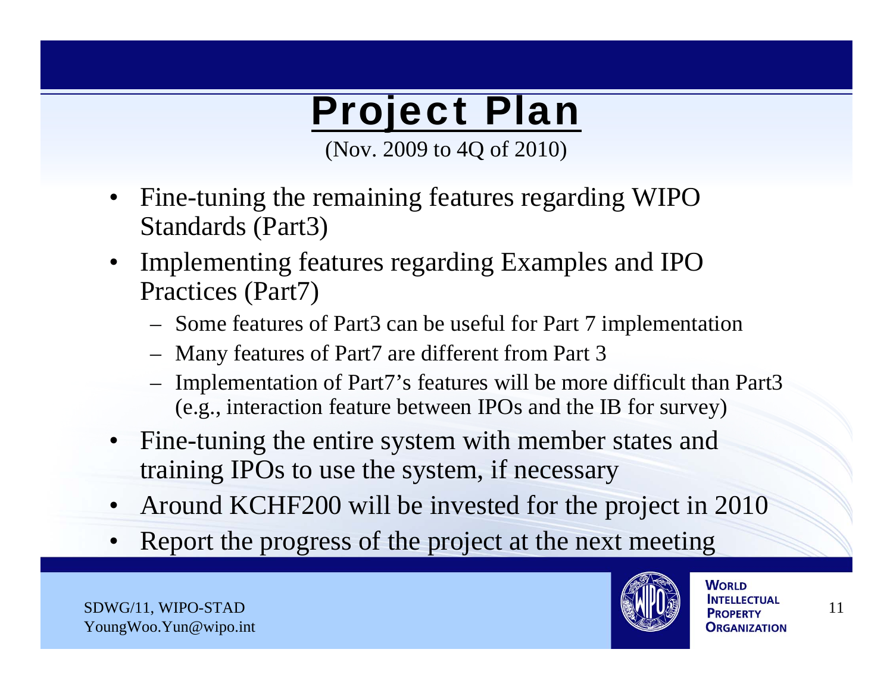# Project Plan

(Nov. 2009 to 4Q of 2010)

- Fine-tuning the remaining features regarding WIPO Standards (Part3)
- Implementing features regarding Examples and IPO Practices (Part7)
  - Some features of Part3 can be useful for Part 7 implementation
  - Many features of Part7 are different from Part 3
  - Implementation of Part7's features will be more difficult than Part3 (e.g., interaction feature between IPOs and the IB for survey)
- Fine-tuning the entire system with member states and training IPOs to use the system, if necessary
- Around KCHF200 will be invested for the project in 2010
- Report the progress of the project at the next meeting

SDWG/11, WIPO-STAD
YoungWoo.Yun@wipo.int

WORLD INTELLECTUAL PROPERTY ORGANIZATION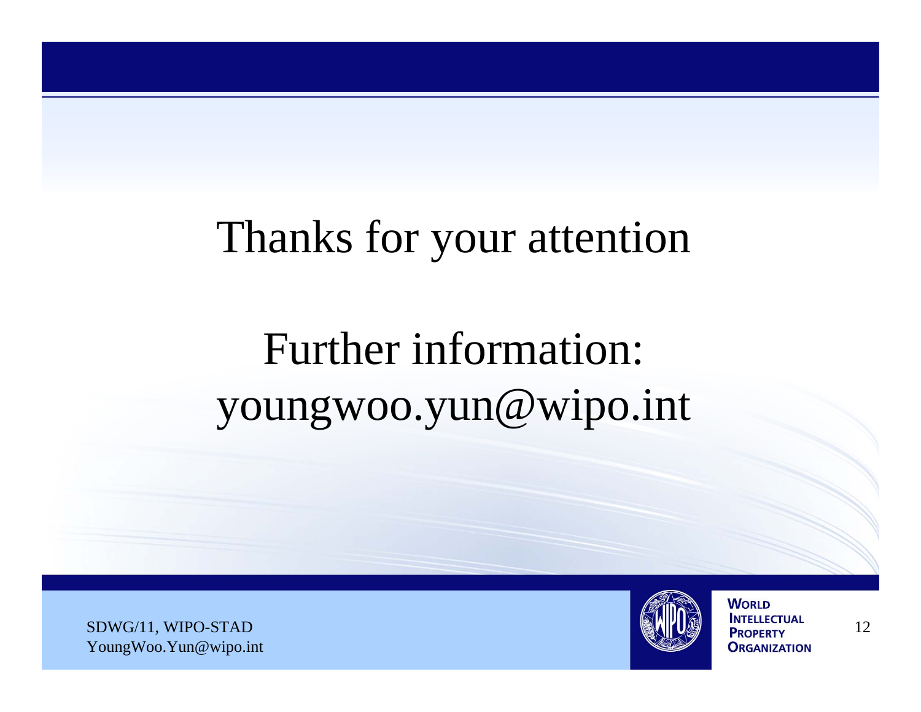Thanks for your attention

Further information:
youngwoo.yun@wipo.int